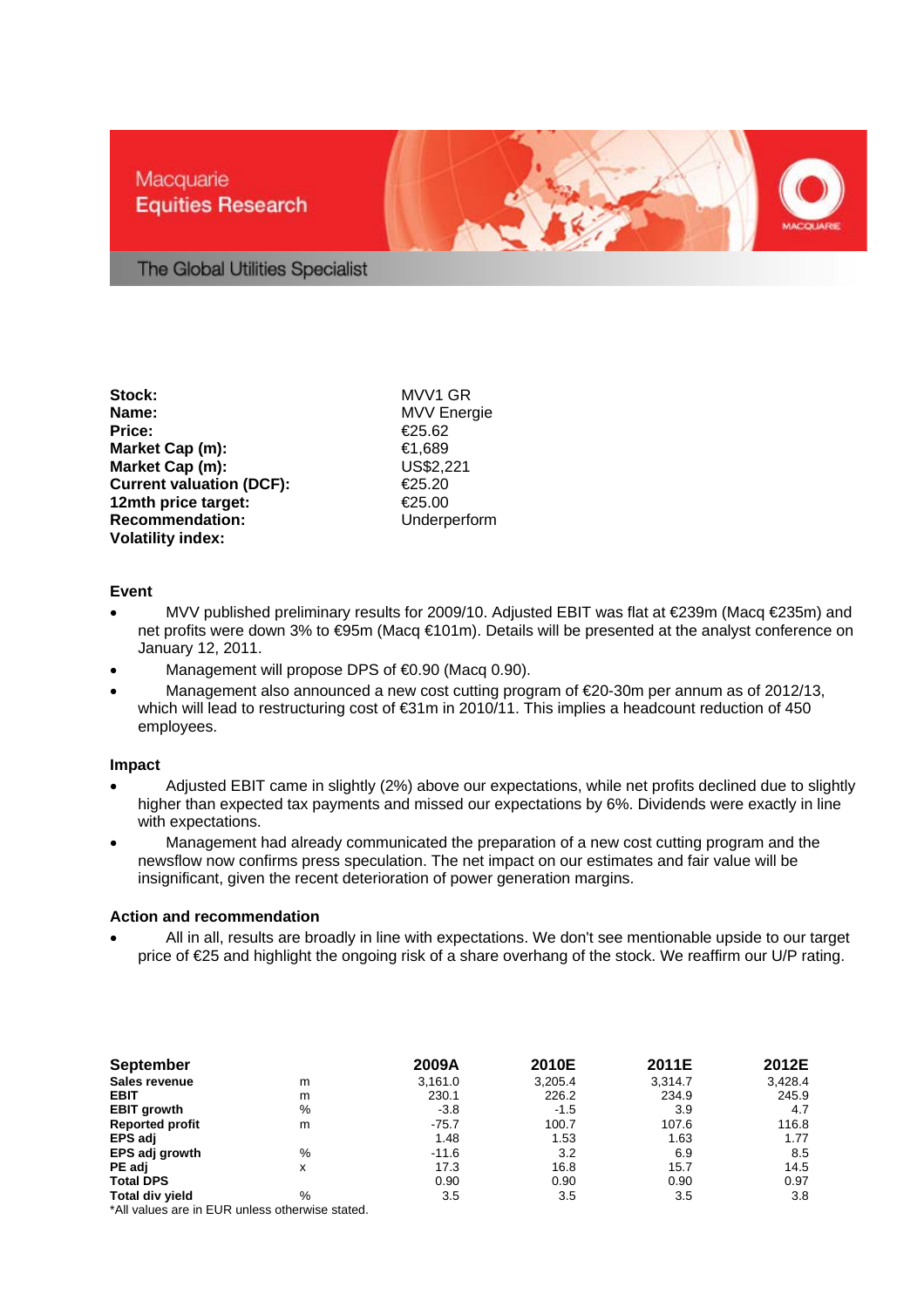Macquarie Equities Research

The Global Utilities Specialist

| | |
|---|---|
| **Stock:** | MVV1 GR |
| **Name:** | MVV Energie |
| **Price:** | €25.62 |
| **Market Cap (m):** | €1,689 |
| **Market Cap (m):** | US$2,221 |
| **Current valuation (DCF):** | €25.20 |
| **12mth price target:** | €25.00 |
| **Recommendation:** | Underperform |
| **Volatility index:** | |

### Event

- MVV published preliminary results for 2009/10. Adjusted EBIT was flat at €239m (Macq €235m) and net profits were down 3% to €95m (Macq €101m). Details will be presented at the analyst conference on January 12, 2011.
- Management will propose DPS of €0.90 (Macq 0.90).
- Management also announced a new cost cutting program of €20-30m per annum as of 2012/13, which will lead to restructuring cost of €31m in 2010/11. This implies a headcount reduction of 450 employees.

### Impact

- Adjusted EBIT came in slightly (2%) above our expectations, while net profits declined due to slightly higher than expected tax payments and missed our expectations by 6%. Dividends were exactly in line with expectations.
- Management had already communicated the preparation of a new cost cutting program and the newsflow now confirms press speculation. The net impact on our estimates and fair value will be insignificant, given the recent deterioration of power generation margins.

### Action and recommendation

- All in all, results are broadly in line with expectations. We don't see mentionable upside to our target price of €25 and highlight the ongoing risk of a share overhang of the stock. We reaffirm our U/P rating.

| **September** | | **2009A** | **2010E** | **2011E** | **2012E** |
|---|---|---|---|---|---|
| **Sales revenue** | m | 3,161.0 | 3,205.4 | 3,314.7 | 3,428.4 |
| **EBIT** | m | 230.1 | 226.2 | 234.9 | 245.9 |
| **EBIT growth** | % | -3.8 | -1.5 | 3.9 | 4.7 |
| **Reported profit** | m | -75.7 | 100.7 | 107.6 | 116.8 |
| **EPS adj** | | 1.48 | 1.53 | 1.63 | 1.77 |
| **EPS adj growth** | % | -11.6 | 3.2 | 6.9 | 8.5 |
| **PE adj** | x | 17.3 | 16.8 | 15.7 | 14.5 |
| **Total DPS** | | 0.90 | 0.90 | 0.90 | 0.97 |
| **Total div yield** | % | 3.5 | 3.5 | 3.5 | 3.8 |

*All values are in EUR unless otherwise stated.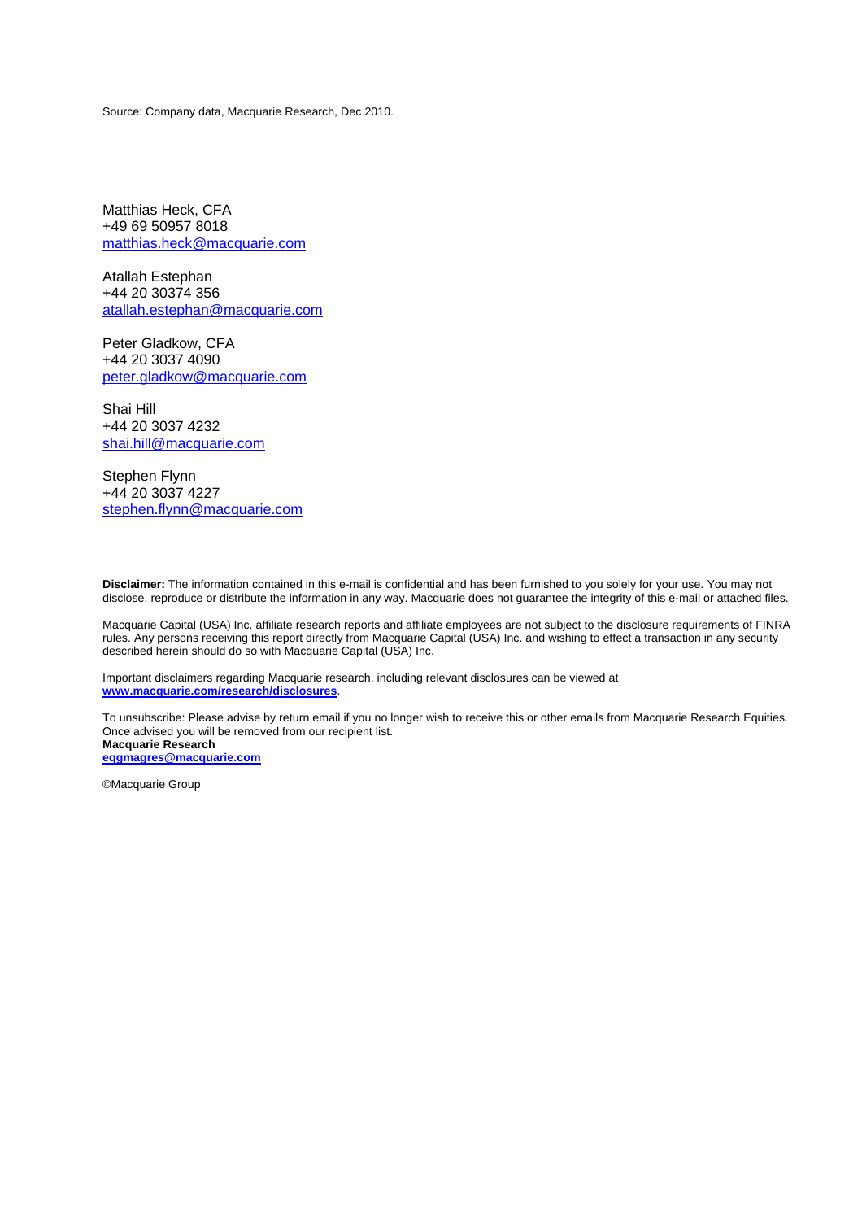Source: Company data, Macquarie Research, Dec 2010.

Matthias Heck, CFA
+49 69 50957 8018
matthias.heck@macquarie.com

Atallah Estephan
+44 20 30374 356
atallah.estephan@macquarie.com

Peter Gladkow, CFA
+44 20 3037 4090
peter.gladkow@macquarie.com

Shai Hill
+44 20 3037 4232
shai.hill@macquarie.com

Stephen Flynn
+44 20 3037 4227
stephen.flynn@macquarie.com

**Disclaimer:** The information contained in this e-mail is confidential and has been furnished to you solely for your use. You may not disclose, reproduce or distribute the information in any way. Macquarie does not guarantee the integrity of this e-mail or attached files.

Macquarie Capital (USA) Inc. affiliate research reports and affiliate employees are not subject to the disclosure requirements of FINRA rules. Any persons receiving this report directly from Macquarie Capital (USA) Inc. and wishing to effect a transaction in any security described herein should do so with Macquarie Capital (USA) Inc.

Important disclaimers regarding Macquarie research, including relevant disclosures can be viewed at **www.macquarie.com/research/disclosures**.

To unsubscribe: Please advise by return email if you no longer wish to receive this or other emails from Macquarie Research Equities. Once advised you will be removed from our recipient list.
**Macquarie Research**
**eqgmagres@macquarie.com**

©Macquarie Group